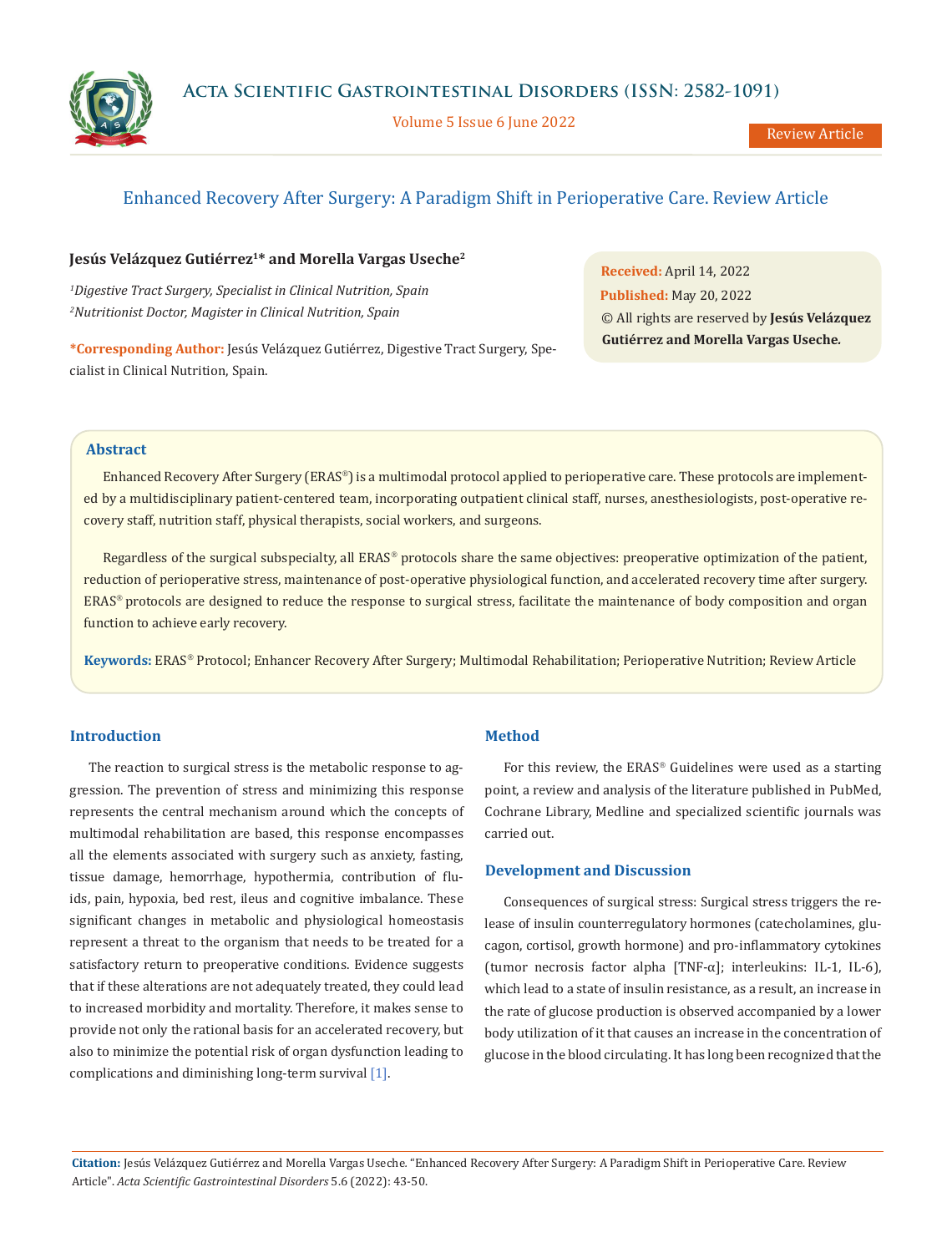# Enhanced Recovery After Surgery: A Paradigm Shift in Perioperative Care. Review Article

**Jesús Velázquez Gutiérrez[1]* and Morella Vargas Useche[2]**

[1]*Digestive Tract Surgery, Specialist in Clinical Nutrition, Spain*
[2]*Nutritionist Doctor, Magister in Clinical Nutrition, Spain*

***Corresponding Author:** Jesús Velázquez Gutiérrez, Digestive Tract Surgery, Specialist in Clinical Nutrition, Spain.

**Received:** April 14, 2022
**Published:** May 20, 2022
© All rights are reserved by **Jesús Velázquez Gutiérrez and Morella Vargas Useche.**

## Abstract

Enhanced Recovery After Surgery (ERAS®) is a multimodal protocol applied to perioperative care. These protocols are implemented by a multidisciplinary patient-centered team, incorporating outpatient clinical staff, nurses, anesthesiologists, post-operative recovery staff, nutrition staff, physical therapists, social workers, and surgeons.

Regardless of the surgical subspecialty, all ERAS® protocols share the same objectives: preoperative optimization of the patient, reduction of perioperative stress, maintenance of post-operative physiological function, and accelerated recovery time after surgery. ERAS® protocols are designed to reduce the response to surgical stress, facilitate the maintenance of body composition and organ function to achieve early recovery.

**Keywords:** ERAS® Protocol; Enhancer Recovery After Surgery; Multimodal Rehabilitation; Perioperative Nutrition; Review Article

## Introduction

The reaction to surgical stress is the metabolic response to aggression. The prevention of stress and minimizing this response represents the central mechanism around which the concepts of multimodal rehabilitation are based, this response encompasses all the elements associated with surgery such as anxiety, fasting, tissue damage, hemorrhage, hypothermia, contribution of fluids, pain, hypoxia, bed rest, ileus and cognitive imbalance. These significant changes in metabolic and physiological homeostasis represent a threat to the organism that needs to be treated for a satisfactory return to preoperative conditions. Evidence suggests that if these alterations are not adequately treated, they could lead to increased morbidity and mortality. Therefore, it makes sense to provide not only the rational basis for an accelerated recovery, but also to minimize the potential risk of organ dysfunction leading to complications and diminishing long-term survival [1].

## Method

For this review, the ERAS® Guidelines were used as a starting point, a review and analysis of the literature published in PubMed, Cochrane Library, Medline and specialized scientific journals was carried out.

## Development and Discussion

Consequences of surgical stress: Surgical stress triggers the release of insulin counterregulatory hormones (catecholamines, glucagon, cortisol, growth hormone) and pro-inflammatory cytokines (tumor necrosis factor alpha [TNF-α]; interleukins: IL-1, IL-6), which lead to a state of insulin resistance, as a result, an increase in the rate of glucose production is observed accompanied by a lower body utilization of it that causes an increase in the concentration of glucose in the blood circulating. It has long been recognized that the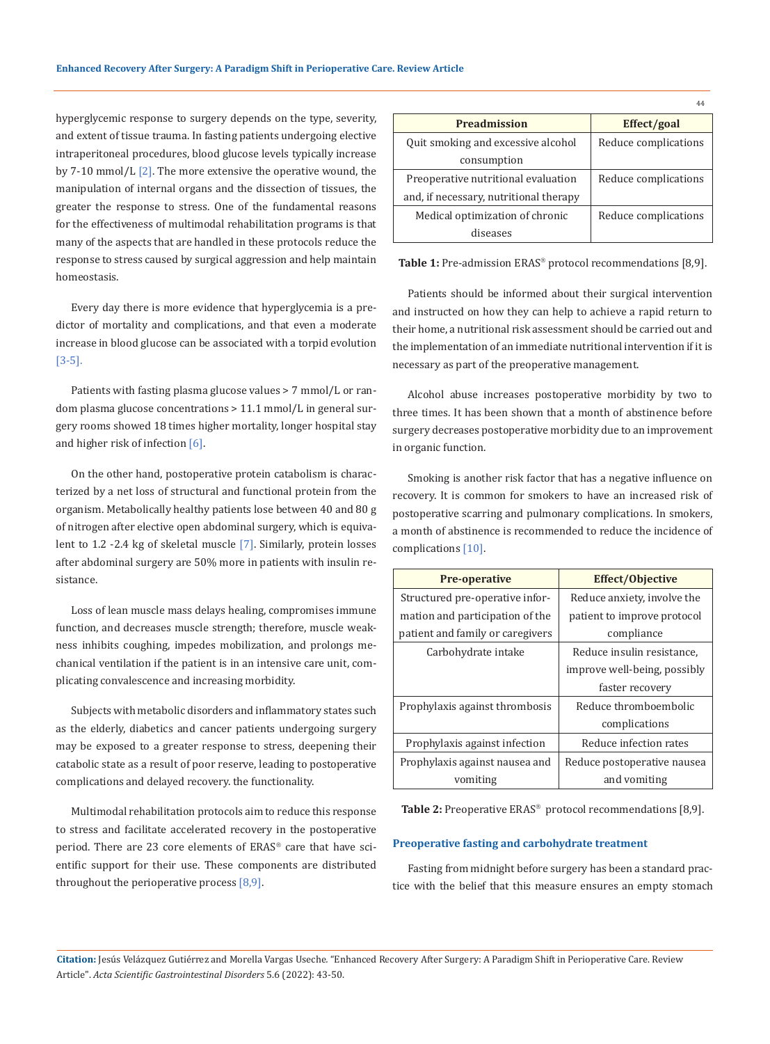hyperglycemic response to surgery depends on the type, severity, and extent of tissue trauma. In fasting patients undergoing elective intraperitoneal procedures, blood glucose levels typically increase by 7-10 mmol/L [2]. The more extensive the operative wound, the manipulation of internal organs and the dissection of tissues, the greater the response to stress. One of the fundamental reasons for the effectiveness of multimodal rehabilitation programs is that many of the aspects that are handled in these protocols reduce the response to stress caused by surgical aggression and help maintain homeostasis.

Every day there is more evidence that hyperglycemia is a predictor of mortality and complications, and that even a moderate increase in blood glucose can be associated with a torpid evolution [3-5].

Patients with fasting plasma glucose values > 7 mmol/L or random plasma glucose concentrations > 11.1 mmol/L in general surgery rooms showed 18 times higher mortality, longer hospital stay and higher risk of infection [6].

On the other hand, postoperative protein catabolism is characterized by a net loss of structural and functional protein from the organism. Metabolically healthy patients lose between 40 and 80 g of nitrogen after elective open abdominal surgery, which is equivalent to 1.2 -2.4 kg of skeletal muscle [7]. Similarly, protein losses after abdominal surgery are 50% more in patients with insulin resistance.

Loss of lean muscle mass delays healing, compromises immune function, and decreases muscle strength; therefore, muscle weakness inhibits coughing, impedes mobilization, and prolongs mechanical ventilation if the patient is in an intensive care unit, complicating convalescence and increasing morbidity.

Subjects with metabolic disorders and inflammatory states such as the elderly, diabetics and cancer patients undergoing surgery may be exposed to a greater response to stress, deepening their catabolic state as a result of poor reserve, leading to postoperative complications and delayed recovery. the functionality.

Multimodal rehabilitation protocols aim to reduce this response to stress and facilitate accelerated recovery in the postoperative period. There are 23 core elements of ERAS® care that have scientific support for their use. These components are distributed throughout the perioperative process [8,9].

| Preadmission | Effect/goal |
|---|---|
| Quit smoking and excessive alcohol consumption | Reduce complications |
| Preoperative nutritional evaluation and, if necessary, nutritional therapy | Reduce complications |
| Medical optimization of chronic diseases | Reduce complications |

**Table 1:** Pre-admission ERAS® protocol recommendations [8,9].

Patients should be informed about their surgical intervention and instructed on how they can help to achieve a rapid return to their home, a nutritional risk assessment should be carried out and the implementation of an immediate nutritional intervention if it is necessary as part of the preoperative management.

Alcohol abuse increases postoperative morbidity by two to three times. It has been shown that a month of abstinence before surgery decreases postoperative morbidity due to an improvement in organic function.

Smoking is another risk factor that has a negative influence on recovery. It is common for smokers to have an increased risk of postoperative scarring and pulmonary complications. In smokers, a month of abstinence is recommended to reduce the incidence of complications [10].

| Pre-operative | Effect/Objective |
|---|---|
| Structured pre-operative information and participation of the patient and family or caregivers | Reduce anxiety, involve the patient to improve protocol compliance |
| Carbohydrate intake | Reduce insulin resistance, improve well-being, possibly faster recovery |
| Prophylaxis against thrombosis | Reduce thromboembolic complications |
| Prophylaxis against infection | Reduce infection rates |
| Prophylaxis against nausea and vomiting | Reduce postoperative nausea and vomiting |

**Table 2:** Preoperative ERAS® protocol recommendations [8,9].

### Preoperative fasting and carbohydrate treatment

Fasting from midnight before surgery has been a standard practice with the belief that this measure ensures an empty stomach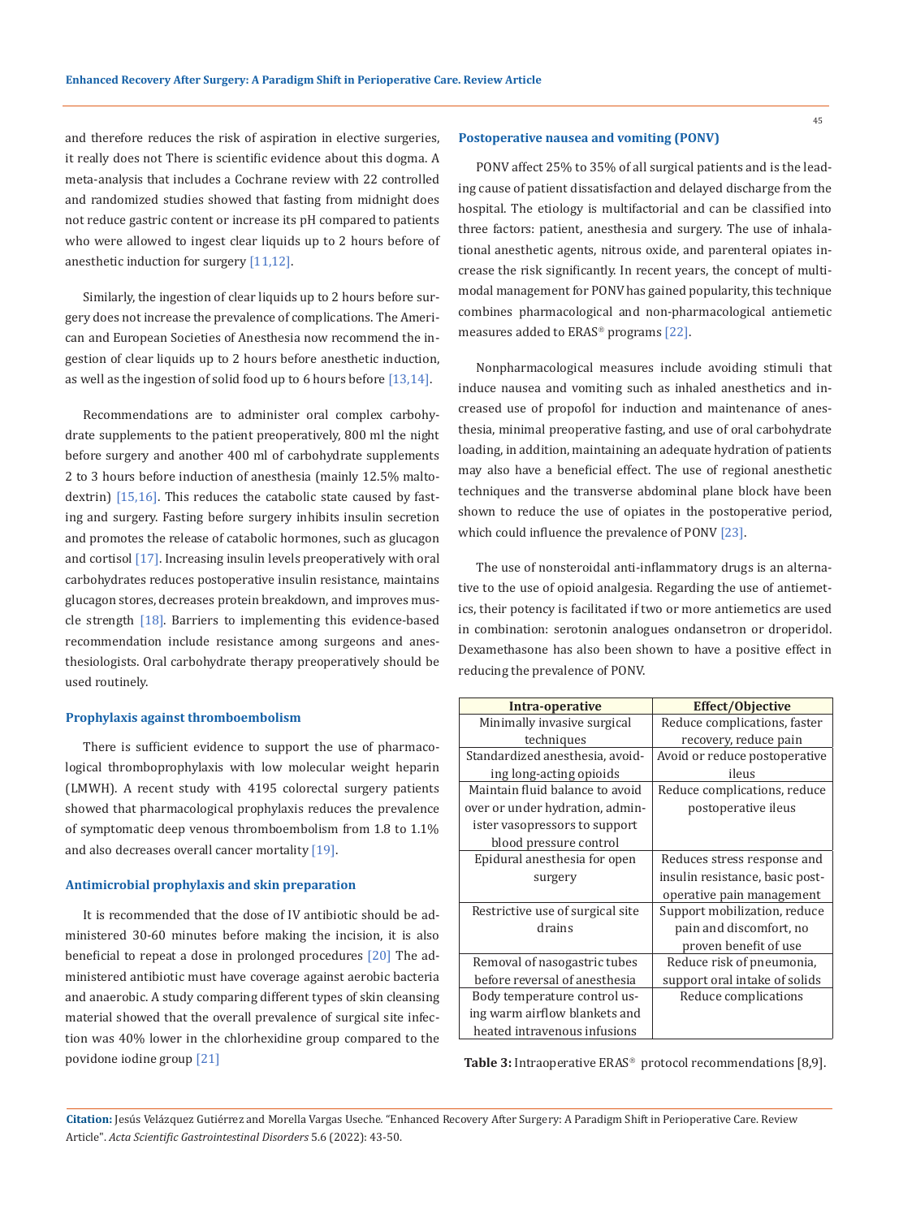and therefore reduces the risk of aspiration in elective surgeries, it really does not There is scientific evidence about this dogma. A meta-analysis that includes a Cochrane review with 22 controlled and randomized studies showed that fasting from midnight does not reduce gastric content or increase its pH compared to patients who were allowed to ingest clear liquids up to 2 hours before of anesthetic induction for surgery [11,12].

Similarly, the ingestion of clear liquids up to 2 hours before surgery does not increase the prevalence of complications. The American and European Societies of Anesthesia now recommend the ingestion of clear liquids up to 2 hours before anesthetic induction, as well as the ingestion of solid food up to 6 hours before [13,14].

Recommendations are to administer oral complex carbohydrate supplements to the patient preoperatively, 800 ml the night before surgery and another 400 ml of carbohydrate supplements 2 to 3 hours before induction of anesthesia (mainly 12.5% maltodextrin) [15,16]. This reduces the catabolic state caused by fasting and surgery. Fasting before surgery inhibits insulin secretion and promotes the release of catabolic hormones, such as glucagon and cortisol [17]. Increasing insulin levels preoperatively with oral carbohydrates reduces postoperative insulin resistance, maintains glucagon stores, decreases protein breakdown, and improves muscle strength [18]. Barriers to implementing this evidence-based recommendation include resistance among surgeons and anesthesiologists. Oral carbohydrate therapy preoperatively should be used routinely.

### Prophylaxis against thromboembolism

There is sufficient evidence to support the use of pharmacological thromboprophylaxis with low molecular weight heparin (LMWH). A recent study with 4195 colorectal surgery patients showed that pharmacological prophylaxis reduces the prevalence of symptomatic deep venous thromboembolism from 1.8 to 1.1% and also decreases overall cancer mortality [19].

### Antimicrobial prophylaxis and skin preparation

It is recommended that the dose of IV antibiotic should be administered 30-60 minutes before making the incision, it is also beneficial to repeat a dose in prolonged procedures [20] The administered antibiotic must have coverage against aerobic bacteria and anaerobic. A study comparing different types of skin cleansing material showed that the overall prevalence of surgical site infection was 40% lower in the chlorhexidine group compared to the povidone iodine group [21]

### Postoperative nausea and vomiting (PONV)

PONV affect 25% to 35% of all surgical patients and is the leading cause of patient dissatisfaction and delayed discharge from the hospital. The etiology is multifactorial and can be classified into three factors: patient, anesthesia and surgery. The use of inhalational anesthetic agents, nitrous oxide, and parenteral opiates increase the risk significantly. In recent years, the concept of multimodal management for PONV has gained popularity, this technique combines pharmacological and non-pharmacological antiemetic measures added to ERAS® programs [22].

Nonpharmacological measures include avoiding stimuli that induce nausea and vomiting such as inhaled anesthetics and increased use of propofol for induction and maintenance of anesthesia, minimal preoperative fasting, and use of oral carbohydrate loading, in addition, maintaining an adequate hydration of patients may also have a beneficial effect. The use of regional anesthetic techniques and the transverse abdominal plane block have been shown to reduce the use of opiates in the postoperative period, which could influence the prevalence of PONV [23].

The use of nonsteroidal anti-inflammatory drugs is an alternative to the use of opioid analgesia. Regarding the use of antiemetics, their potency is facilitated if two or more antiemetics are used in combination: serotonin analogues ondansetron or droperidol. Dexamethasone has also been shown to have a positive effect in reducing the prevalence of PONV.

| Intra-operative | Effect/Objective |
| --- | --- |
| Minimally invasive surgical techniques | Reduce complications, faster recovery, reduce pain |
| Standardized anesthesia, avoiding long-acting opioids | Avoid or reduce postoperative ileus |
| Maintain fluid balance to avoid over or under hydration, administer vasopressors to support blood pressure control | Reduce complications, reduce postoperative ileus |
| Epidural anesthesia for open surgery | Reduces stress response and insulin resistance, basic postoperative pain management |
| Restrictive use of surgical site drains | Support mobilization, reduce pain and discomfort, no proven benefit of use |
| Removal of nasogastric tubes before reversal of anesthesia | Reduce risk of pneumonia, support oral intake of solids |
| Body temperature control using warm airflow blankets and heated intravenous infusions | Reduce complications |

**Table 3:** Intraoperative ERAS® protocol recommendations [8,9].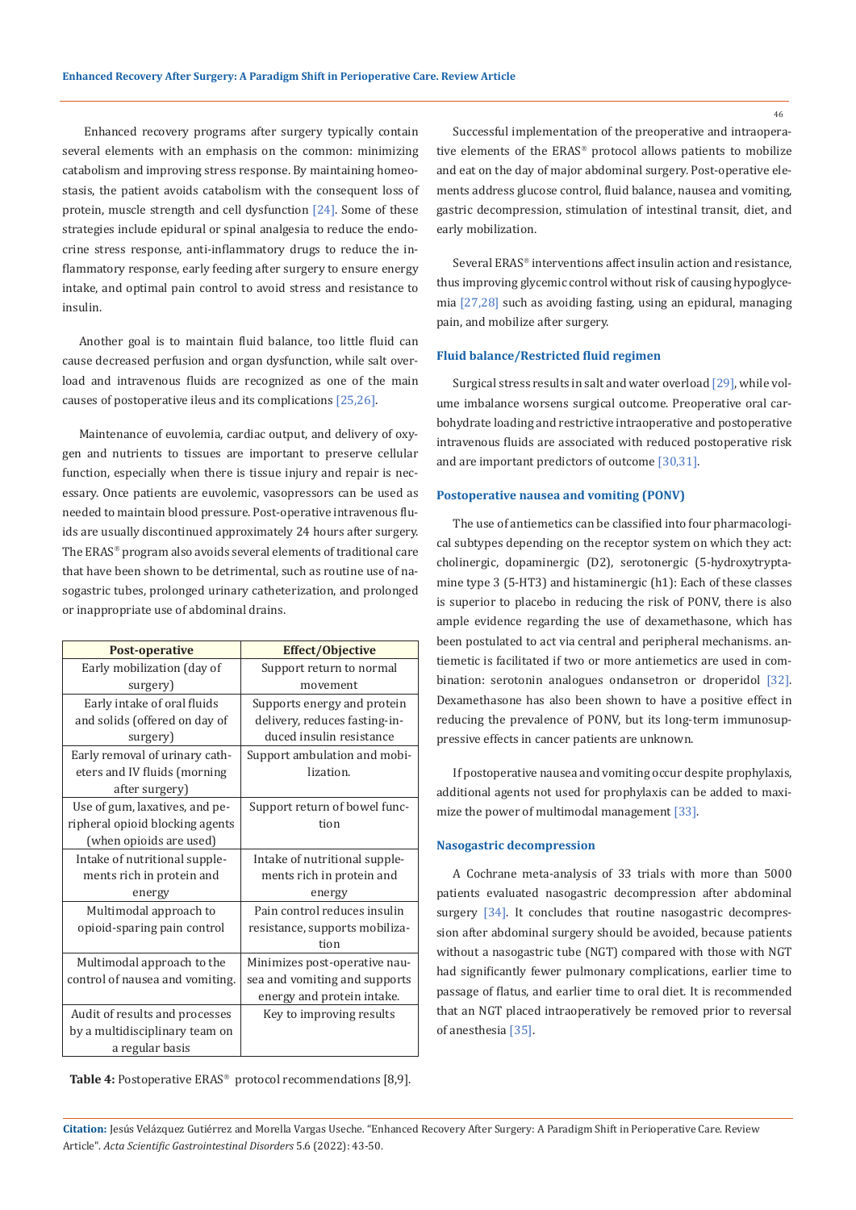Enhanced recovery programs after surgery typically contain several elements with an emphasis on the common: minimizing catabolism and improving stress response. By maintaining homeostasis, the patient avoids catabolism with the consequent loss of protein, muscle strength and cell dysfunction [24]. Some of these strategies include epidural or spinal analgesia to reduce the endocrine stress response, anti-inflammatory drugs to reduce the inflammatory response, early feeding after surgery to ensure energy intake, and optimal pain control to avoid stress and resistance to insulin.

Another goal is to maintain fluid balance, too little fluid can cause decreased perfusion and organ dysfunction, while salt overload and intravenous fluids are recognized as one of the main causes of postoperative ileus and its complications [25,26].

Maintenance of euvolemia, cardiac output, and delivery of oxygen and nutrients to tissues are important to preserve cellular function, especially when there is tissue injury and repair is necessary. Once patients are euvolemic, vasopressors can be used as needed to maintain blood pressure. Post-operative intravenous fluids are usually discontinued approximately 24 hours after surgery. The ERAS® program also avoids several elements of traditional care that have been shown to be detrimental, such as routine use of nasogastric tubes, prolonged urinary catheterization, and prolonged or inappropriate use of abdominal drains.

| Post-operative | Effect/Objective |
|---|---|
| Early mobilization (day of surgery) | Support return to normal movement |
| Early intake of oral fluids and solids (offered on day of surgery) | Supports energy and protein delivery, reduces fasting-induced insulin resistance |
| Early removal of urinary catheters and IV fluids (morning after surgery) | Support ambulation and mobilization. |
| Use of gum, laxatives, and peripheral opioid blocking agents (when opioids are used) | Support return of bowel function |
| Intake of nutritional supplements rich in protein and energy | Intake of nutritional supplements rich in protein and energy |
| Multimodal approach to opioid-sparing pain control | Pain control reduces insulin resistance, supports mobilization |
| Multimodal approach to the control of nausea and vomiting. | Minimizes post-operative nausea and vomiting and supports energy and protein intake. |
| Audit of results and processes by a multidisciplinary team on a regular basis | Key to improving results |

**Table 4:** Postoperative ERAS® protocol recommendations [8,9].

Successful implementation of the preoperative and intraoperative elements of the ERAS® protocol allows patients to mobilize and eat on the day of major abdominal surgery. Post-operative elements address glucose control, fluid balance, nausea and vomiting, gastric decompression, stimulation of intestinal transit, diet, and early mobilization.

Several ERAS® interventions affect insulin action and resistance, thus improving glycemic control without risk of causing hypoglycemia [27,28] such as avoiding fasting, using an epidural, managing pain, and mobilize after surgery.

### Fluid balance/Restricted fluid regimen

Surgical stress results in salt and water overload [29], while volume imbalance worsens surgical outcome. Preoperative oral carbohydrate loading and restrictive intraoperative and postoperative intravenous fluids are associated with reduced postoperative risk and are important predictors of outcome [30,31].

### Postoperative nausea and vomiting (PONV)

The use of antiemetics can be classified into four pharmacological subtypes depending on the receptor system on which they act: cholinergic, dopaminergic (D2), serotonergic (5-hydroxytryptamine type 3 (5-HT3) and histaminergic (h1): Each of these classes is superior to placebo in reducing the risk of PONV, there is also ample evidence regarding the use of dexamethasone, which has been postulated to act via central and peripheral mechanisms. antiemetic is facilitated if two or more antiemetics are used in combination: serotonin analogues ondansetron or droperidol [32]. Dexamethasone has also been shown to have a positive effect in reducing the prevalence of PONV, but its long-term immunosuppressive effects in cancer patients are unknown.

If postoperative nausea and vomiting occur despite prophylaxis, additional agents not used for prophylaxis can be added to maximize the power of multimodal management [33].

### Nasogastric decompression

A Cochrane meta-analysis of 33 trials with more than 5000 patients evaluated nasogastric decompression after abdominal surgery [34]. It concludes that routine nasogastric decompression after abdominal surgery should be avoided, because patients without a nasogastric tube (NGT) compared with those with NGT had significantly fewer pulmonary complications, earlier time to passage of flatus, and earlier time to oral diet. It is recommended that an NGT placed intraoperatively be removed prior to reversal of anesthesia [35].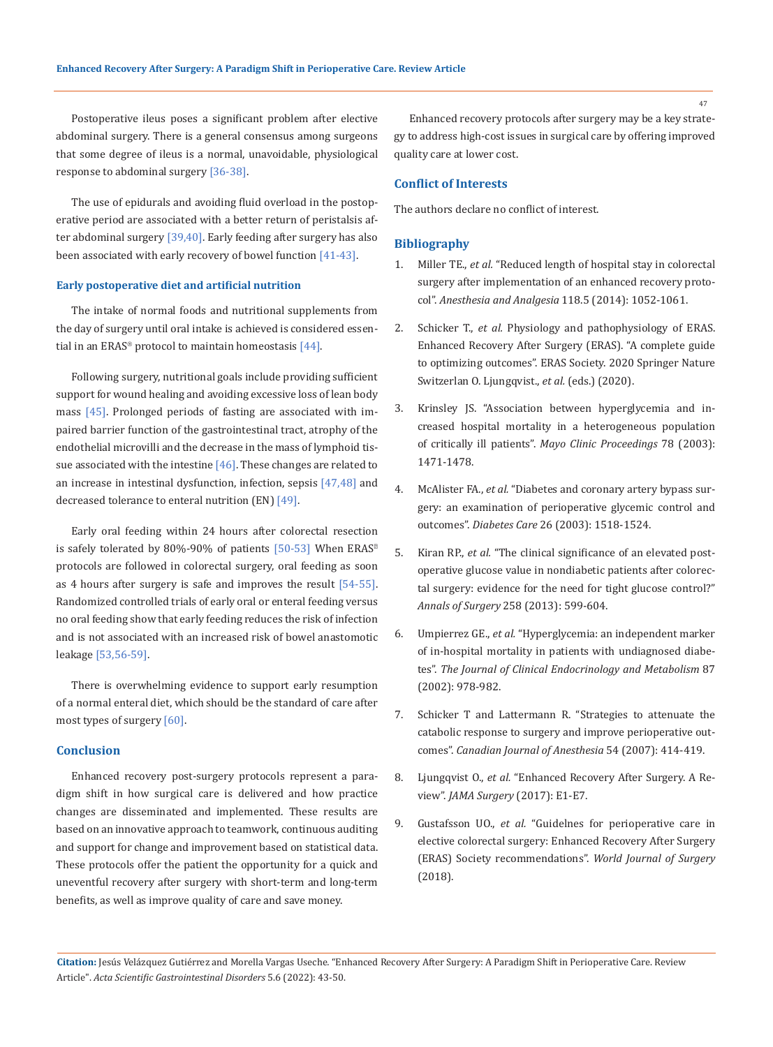Postoperative ileus poses a significant problem after elective abdominal surgery. There is a general consensus among surgeons that some degree of ileus is a normal, unavoidable, physiological response to abdominal surgery [36-38].

The use of epidurals and avoiding fluid overload in the postoperative period are associated with a better return of peristalsis after abdominal surgery [39,40]. Early feeding after surgery has also been associated with early recovery of bowel function [41-43].

### Early postoperative diet and artificial nutrition

The intake of normal foods and nutritional supplements from the day of surgery until oral intake is achieved is considered essential in an ERAS® protocol to maintain homeostasis [44].

Following surgery, nutritional goals include providing sufficient support for wound healing and avoiding excessive loss of lean body mass [45]. Prolonged periods of fasting are associated with impaired barrier function of the gastrointestinal tract, atrophy of the endothelial microvilli and the decrease in the mass of lymphoid tissue associated with the intestine [46]. These changes are related to an increase in intestinal dysfunction, infection, sepsis [47,48] and decreased tolerance to enteral nutrition (EN) [49].

Early oral feeding within 24 hours after colorectal resection is safely tolerated by 80%-90% of patients [50-53] When ERAS® protocols are followed in colorectal surgery, oral feeding as soon as 4 hours after surgery is safe and improves the result [54-55]. Randomized controlled trials of early oral or enteral feeding versus no oral feeding show that early feeding reduces the risk of infection and is not associated with an increased risk of bowel anastomotic leakage [53,56-59].

There is overwhelming evidence to support early resumption of a normal enteral diet, which should be the standard of care after most types of surgery [60].

## Conclusion

Enhanced recovery post-surgery protocols represent a paradigm shift in how surgical care is delivered and how practice changes are disseminated and implemented. These results are based on an innovative approach to teamwork, continuous auditing and support for change and improvement based on statistical data. These protocols offer the patient the opportunity for a quick and uneventful recovery after surgery with short-term and long-term benefits, as well as improve quality of care and save money.

Enhanced recovery protocols after surgery may be a key strategy to address high-cost issues in surgical care by offering improved quality care at lower cost.

## Conflict of Interests

The authors declare no conflict of interest.

## Bibliography

1. Miller TE., *et al.* "Reduced length of hospital stay in colorectal surgery after implementation of an enhanced recovery protocol". *Anesthesia and Analgesia* 118.5 (2014): 1052-1061.
2. Schicker T., *et al.* Physiology and pathophysiology of ERAS. Enhanced Recovery After Surgery (ERAS). "A complete guide to optimizing outcomes". ERAS Society. 2020 Springer Nature Switzerlan O. Ljungqvist., *et al.* (eds.) (2020).
3. Krinsley JS. "Association between hyperglycemia and increased hospital mortality in a heterogeneous population of critically ill patients". *Mayo Clinic Proceedings* 78 (2003): 1471-1478.
4. McAlister FA., *et al.* "Diabetes and coronary artery bypass surgery: an examination of perioperative glycemic control and outcomes". *Diabetes Care* 26 (2003): 1518-1524.
5. Kiran RP., *et al.* "The clinical significance of an elevated postoperative glucose value in nondiabetic patients after colorectal surgery: evidence for the need for tight glucose control?" *Annals of Surgery* 258 (2013): 599-604.
6. Umpierrez GE., *et al.* "Hyperglycemia: an independent marker of in-hospital mortality in patients with undiagnosed diabetes". *The Journal of Clinical Endocrinology and Metabolism* 87 (2002): 978-982.
7. Schicker T and Lattermann R. "Strategies to attenuate the catabolic response to surgery and improve perioperative outcomes". *Canadian Journal of Anesthesia* 54 (2007): 414-419.
8. Ljungqvist O., *et al.* "Enhanced Recovery After Surgery. A Review". *JAMA Surgery* (2017): E1-E7.
9. Gustafsson UO., *et al.* "Guidelnes for perioperative care in elective colorectal surgery: Enhanced Recovery After Surgery (ERAS) Society recommendations". *World Journal of Surgery* (2018).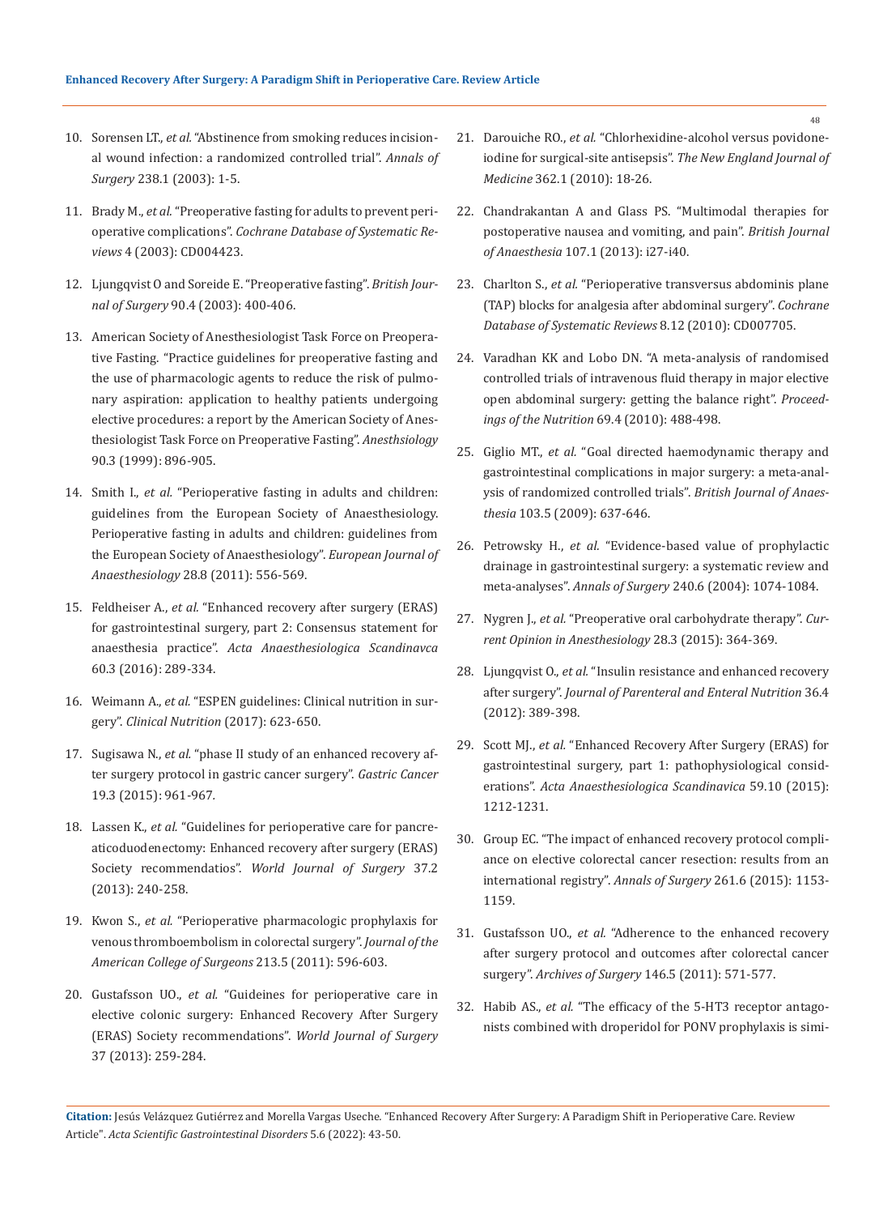10. Sorensen LT., *et al.* "Abstinence from smoking reduces incisional wound infection: a randomized controlled trial". *Annals of Surgery* 238.1 (2003): 1-5.
11. Brady M., *et al.* "Preoperative fasting for adults to prevent perioperative complications". *Cochrane Database of Systematic Reviews* 4 (2003): CD004423.
12. Ljungqvist O and Soreide E. "Preoperative fasting". *British Journal of Surgery* 90.4 (2003): 400-406.
13. American Society of Anesthesiologist Task Force on Preoperative Fasting. "Practice guidelines for preoperative fasting and the use of pharmacologic agents to reduce the risk of pulmonary aspiration: application to healthy patients undergoing elective procedures: a report by the American Society of Anesthesiologist Task Force on Preoperative Fasting". *Anesthsiology* 90.3 (1999): 896-905.
14. Smith I., *et al.* "Perioperative fasting in adults and children: guidelines from the European Society of Anaesthesiology. Perioperative fasting in adults and children: guidelines from the European Society of Anaesthesiology". *European Journal of Anaesthesiology* 28.8 (2011): 556-569.
15. Feldheiser A., *et al.* "Enhanced recovery after surgery (ERAS) for gastrointestinal surgery, part 2: Consensus statement for anaesthesia practice". *Acta Anaesthesiologica Scandinavca* 60.3 (2016): 289-334.
16. Weimann A., *et al.* "ESPEN guidelines: Clinical nutrition in surgery". *Clinical Nutrition* (2017): 623-650.
17. Sugisawa N., *et al.* "phase II study of an enhanced recovery after surgery protocol in gastric cancer surgery". *Gastric Cancer* 19.3 (2015): 961-967.
18. Lassen K., *et al.* "Guidelines for perioperative care for pancreaticoduodenectomy: Enhanced recovery after surgery (ERAS) Society recommendatios". *World Journal of Surgery* 37.2 (2013): 240-258.
19. Kwon S., *et al.* "Perioperative pharmacologic prophylaxis for venous thromboembolism in colorectal surgery". *Journal of the American College of Surgeons* 213.5 (2011): 596-603.
20. Gustafsson UO., *et al.* "Guideines for perioperative care in elective colonic surgery: Enhanced Recovery After Surgery (ERAS) Society recommendations". *World Journal of Surgery* 37 (2013): 259-284.
21. Darouiche RO., *et al.* "Chlorhexidine-alcohol versus povidone-iodine for surgical-site antisepsis". *The New England Journal of Medicine* 362.1 (2010): 18-26.
22. Chandrakantan A and Glass PS. "Multimodal therapies for postoperative nausea and vomiting, and pain". *British Journal of Anaesthesia* 107.1 (2013): i27-i40.
23. Charlton S., *et al.* "Perioperative transversus abdominis plane (TAP) blocks for analgesia after abdominal surgery". *Cochrane Database of Systematic Reviews* 8.12 (2010): CD007705.
24. Varadhan KK and Lobo DN. "A meta-analysis of randomised controlled trials of intravenous fluid therapy in major elective open abdominal surgery: getting the balance right". *Proceedings of the Nutrition* 69.4 (2010): 488-498.
25. Giglio MT., *et al.* "Goal directed haemodynamic therapy and gastrointestinal complications in major surgery: a meta-analysis of randomized controlled trials". *British Journal of Anaesthesia* 103.5 (2009): 637-646.
26. Petrowsky H., *et al.* "Evidence-based value of prophylactic drainage in gastrointestinal surgery: a systematic review and meta-analyses". *Annals of Surgery* 240.6 (2004): 1074-1084.
27. Nygren J., *et al.* "Preoperative oral carbohydrate therapy". *Current Opinion in Anesthesiology* 28.3 (2015): 364-369.
28. Ljungqvist O., *et al.* "Insulin resistance and enhanced recovery after surgery". *Journal of Parenteral and Enteral Nutrition* 36.4 (2012): 389-398.
29. Scott MJ., *et al.* "Enhanced Recovery After Surgery (ERAS) for gastrointestinal surgery, part 1: pathophysiological considerations". *Acta Anaesthesiologica Scandinavica* 59.10 (2015): 1212-1231.
30. Group EC. "The impact of enhanced recovery protocol compliance on elective colorectal cancer resection: results from an international registry". *Annals of Surgery* 261.6 (2015): 1153-1159.
31. Gustafsson UO., *et al.* "Adherence to the enhanced recovery after surgery protocol and outcomes after colorectal cancer surgery". *Archives of Surgery* 146.5 (2011): 571-577.
32. Habib AS., *et al.* "The efficacy of the 5-HT3 receptor antagonists combined with droperidol for PONV prophylaxis is simi-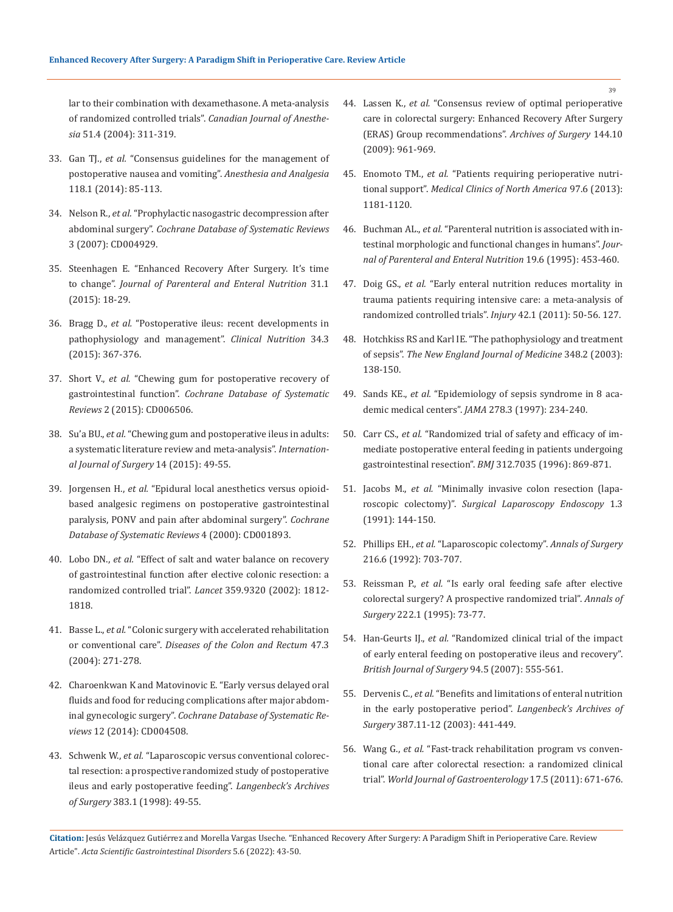lar to their combination with dexamethasone. A meta-analysis of randomized controlled trials". *Canadian Journal of Anesthesia* 51.4 (2004): 311-319.

33. Gan TJ., *et al.* "Consensus guidelines for the management of postoperative nausea and vomiting". *Anesthesia and Analgesia* 118.1 (2014): 85-113.
34. Nelson R., *et al.* "Prophylactic nasogastric decompression after abdominal surgery". *Cochrane Database of Systematic Reviews* 3 (2007): CD004929.
35. Steenhagen E. "Enhanced Recovery After Surgery. It's time to change". *Journal of Parenteral and Enteral Nutrition* 31.1 (2015): 18-29.
36. Bragg D., *et al.* "Postoperative ileus: recent developments in pathophysiology and management". *Clinical Nutrition* 34.3 (2015): 367-376.
37. Short V., *et al.* "Chewing gum for postoperative recovery of gastrointestinal function". *Cochrane Database of Systematic Reviews* 2 (2015): CD006506.
38. Su'a BU., *et al.* "Chewing gum and postoperative ileus in adults: a systematic literature review and meta-analysis". *International Journal of Surgery* 14 (2015): 49-55.
39. Jorgensen H., *et al.* "Epidural local anesthetics versus opioid-based analgesic regimens on postoperative gastrointestinal paralysis, PONV and pain after abdominal surgery". *Cochrane Database of Systematic Reviews* 4 (2000): CD001893.
40. Lobo DN., *et al.* "Effect of salt and water balance on recovery of gastrointestinal function after elective colonic resection: a randomized controlled trial". *Lancet* 359.9320 (2002): 1812-1818.
41. Basse L., *et al.* "Colonic surgery with accelerated rehabilitation or conventional care". *Diseases of the Colon and Rectum* 47.3 (2004): 271-278.
42. Charoenkwan K and Matovinovic E. "Early versus delayed oral fluids and food for reducing complications after major abdominal gynecologic surgery". *Cochrane Database of Systematic Reviews* 12 (2014): CD004508.
43. Schwenk W., *et al.* "Laparoscopic versus conventional colorectal resection: a prospective randomized study of postoperative ileus and early postoperative feeding". *Langenbeck's Archives of Surgery* 383.1 (1998): 49-55.
44. Lassen K., *et al.* "Consensus review of optimal perioperative care in colorectal surgery: Enhanced Recovery After Surgery (ERAS) Group recommendations". *Archives of Surgery* 144.10 (2009): 961-969.
45. Enomoto TM., *et al.* "Patients requiring perioperative nutritional support". *Medical Clinics of North America* 97.6 (2013): 1181-1120.
46. Buchman AL., *et al.* "Parenteral nutrition is associated with intestinal morphologic and functional changes in humans". *Journal of Parenteral and Enteral Nutrition* 19.6 (1995): 453-460.
47. Doig GS., *et al.* "Early enteral nutrition reduces mortality in trauma patients requiring intensive care: a meta-analysis of randomized controlled trials". *Injury* 42.1 (2011): 50-56. 127.
48. Hotchkiss RS and Karl IE. "The pathophysiology and treatment of sepsis". *The New England Journal of Medicine* 348.2 (2003): 138-150.
49. Sands KE., *et al.* "Epidemiology of sepsis syndrome in 8 academic medical centers". *JAMA* 278.3 (1997): 234-240.
50. Carr CS., *et al.* "Randomized trial of safety and efficacy of immediate postoperative enteral feeding in patients undergoing gastrointestinal resection". *BMJ* 312.7035 (1996): 869-871.
51. Jacobs M., *et al.* "Minimally invasive colon resection (laparoscopic colectomy)". *Surgical Laparoscopy Endoscopy* 1.3 (1991): 144-150.
52. Phillips EH., *et al.* "Laparoscopic colectomy". *Annals of Surgery* 216.6 (1992): 703-707.
53. Reissman P., *et al.* "Is early oral feeding safe after elective colorectal surgery? A prospective randomized trial". *Annals of Surgery* 222.1 (1995): 73-77.
54. Han-Geurts IJ., *et al.* "Randomized clinical trial of the impact of early enteral feeding on postoperative ileus and recovery". *British Journal of Surgery* 94.5 (2007): 555-561.
55. Dervenis C., *et al.* "Benefits and limitations of enteral nutrition in the early postoperative period". *Langenbeck's Archives of Surgery* 387.11-12 (2003): 441-449.
56. Wang G., *et al.* "Fast-track rehabilitation program vs conventional care after colorectal resection: a randomized clinical trial". *World Journal of Gastroenterology* 17.5 (2011): 671-676.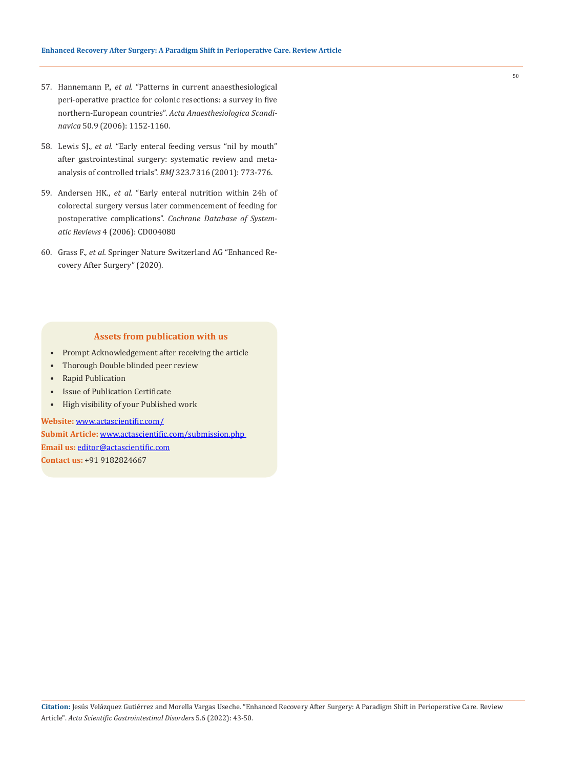57. Hannemann P., *et al*. "Patterns in current anaesthesiological peri-operative practice for colonic resections: a survey in five northern-European countries". *Acta Anaesthesiologica Scandinavica* 50.9 (2006): 1152-1160.

58. Lewis SJ., *et al*. "Early enteral feeding versus "nil by mouth" after gastrointestinal surgery: systematic review and meta-analysis of controlled trials". *BMJ* 323.7316 (2001): 773-776.

59. Andersen HK., *et al.* "Early enteral nutrition within 24h of colorectal surgery versus later commencement of feeding for postoperative complications". *Cochrane Database of Systematic Reviews* 4 (2006): CD004080

60. Grass F., *et al*. Springer Nature Switzerland AG "Enhanced Recovery After Surgery" (2020).

**Assets from publication with us**

- Prompt Acknowledgement after receiving the article
- Thorough Double blinded peer review
- Rapid Publication
- Issue of Publication Certificate
- High visibility of your Published work

**Website:** www.actascientific.com/
**Submit Article:** www.actascientific.com/submission.php
**Email us:** editor@actascientific.com
**Contact us:** +91 9182824667